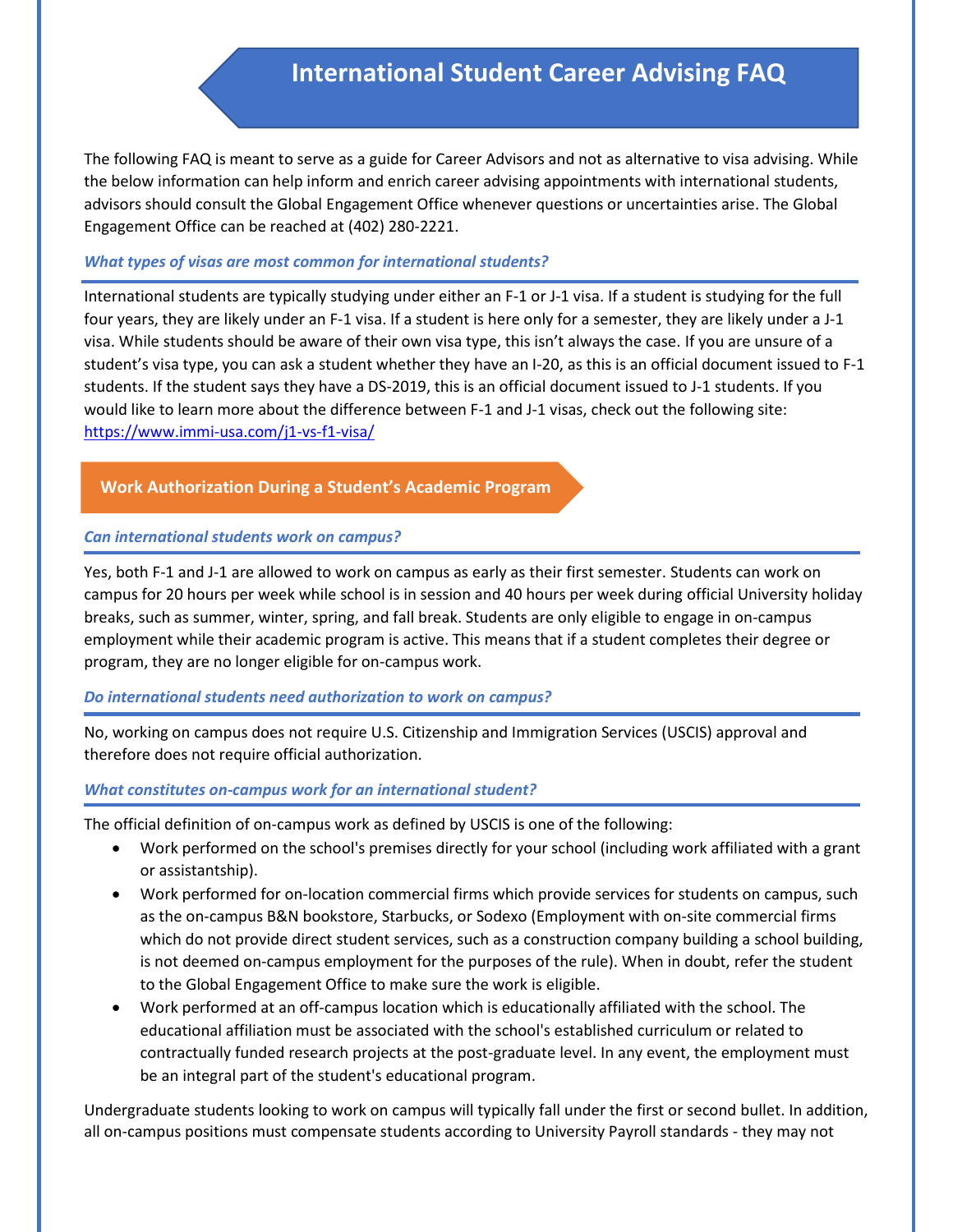# International Student Career Advising FAQ

The following FAQ is meant to serve as a guide for Career Advisors and not as alternative to visa advising. While the below information can help inform and enrich career advising appointments with international students, advisors should consult the Global Engagement Office whenever questions or uncertainties arise. The Global Engagement Office can be reached at (402) 280-2221.

### *What types of visas are most common for international students?*

International students are typically studying under either an F-1 or J-1 visa. If a student is studying for the full four years, they are likely under an F-1 visa. If a student is here only for a semester, they are likely under a J-1 visa. While students should be aware of their own visa type, this isn't always the case. If you are unsure of a student's visa type, you can ask a student whether they have an I-20, as this is an official document issued to F-1 students. If the student says they have a DS-2019, this is an official document issued to J-1 students. If you would like to learn more about the difference between F-1 and J-1 visas, check out the following site: https://www.immi-usa.com/j1-vs-f1-visa/

## Work Authorization During a Student's Academic Program

### *Can international students work on campus?*

Yes, both F-1 and J-1 are allowed to work on campus as early as their first semester. Students can work on campus for 20 hours per week while school is in session and 40 hours per week during official University holiday breaks, such as summer, winter, spring, and fall break. Students are only eligible to engage in on-campus employment while their academic program is active. This means that if a student completes their degree or program, they are no longer eligible for on-campus work.

### *Do international students need authorization to work on campus?*

No, working on campus does not require U.S. Citizenship and Immigration Services (USCIS) approval and therefore does not require official authorization.

### *What constitutes on-campus work for an international student?*

The official definition of on-campus work as defined by USCIS is one of the following:

- Work performed on the school's premises directly for your school (including work affiliated with a grant or assistantship).
- Work performed for on-location commercial firms which provide services for students on campus, such as the on-campus B&N bookstore, Starbucks, or Sodexo (Employment with on-site commercial firms which do not provide direct student services, such as a construction company building a school building, is not deemed on-campus employment for the purposes of the rule). When in doubt, refer the student to the Global Engagement Office to make sure the work is eligible.
- Work performed at an off-campus location which is educationally affiliated with the school. The educational affiliation must be associated with the school's established curriculum or related to contractually funded research projects at the post-graduate level. In any event, the employment must be an integral part of the student's educational program.

Undergraduate students looking to work on campus will typically fall under the first or second bullet. In addition, all on-campus positions must compensate students according to University Payroll standards - they may not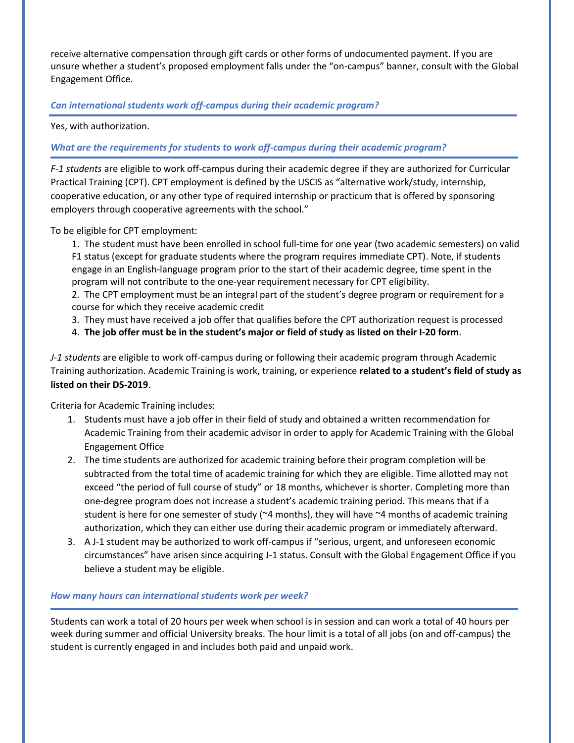receive alternative compensation through gift cards or other forms of undocumented payment. If you are unsure whether a student's proposed employment falls under the "on-campus" banner, consult with the Global Engagement Office.

### *Can international students work off-campus during their academic program?*

Yes, with authorization.

### *What are the requirements for students to work off-campus during their academic program?*

*F-1 students* are eligible to work off-campus during their academic degree if they are authorized for Curricular Practical Training (CPT). CPT employment is defined by the USCIS as "alternative work/study, internship, cooperative education, or any other type of required internship or practicum that is offered by sponsoring employers through cooperative agreements with the school."

To be eligible for CPT employment:

1. The student must have been enrolled in school full-time for one year (two academic semesters) on valid F1 status (except for graduate students where the program requires immediate CPT). Note, if students engage in an English-language program prior to the start of their academic degree, time spent in the program will not contribute to the one-year requirement necessary for CPT eligibility.
2. The CPT employment must be an integral part of the student's degree program or requirement for a course for which they receive academic credit
3. They must have received a job offer that qualifies before the CPT authorization request is processed
4. **The job offer must be in the student's major or field of study as listed on their I-20 form**.

*J-1 students* are eligible to work off-campus during or following their academic program through Academic Training authorization. Academic Training is work, training, or experience **related to a student's field of study as listed on their DS-2019**.

Criteria for Academic Training includes:

1. Students must have a job offer in their field of study and obtained a written recommendation for Academic Training from their academic advisor in order to apply for Academic Training with the Global Engagement Office
2. The time students are authorized for academic training before their program completion will be subtracted from the total time of academic training for which they are eligible. Time allotted may not exceed "the period of full course of study" or 18 months, whichever is shorter. Completing more than one-degree program does not increase a student's academic training period. This means that if a student is here for one semester of study (~4 months), they will have ~4 months of academic training authorization, which they can either use during their academic program or immediately afterward.
3. A J-1 student may be authorized to work off-campus if "serious, urgent, and unforeseen economic circumstances" have arisen since acquiring J-1 status. Consult with the Global Engagement Office if you believe a student may be eligible.

### *How many hours can international students work per week?*

Students can work a total of 20 hours per week when school is in session and can work a total of 40 hours per week during summer and official University breaks. The hour limit is a total of all jobs (on and off-campus) the student is currently engaged in and includes both paid and unpaid work.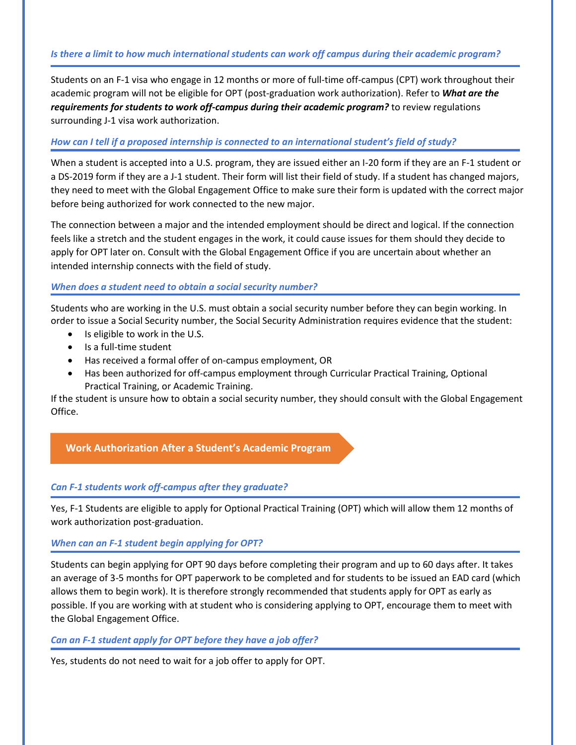### *Is there a limit to how much international students can work off campus during their academic program?*

Students on an F-1 visa who engage in 12 months or more of full-time off-campus (CPT) work throughout their academic program will not be eligible for OPT (post-graduation work authorization). Refer to ***What are the requirements for students to work off-campus during their academic program?*** to review regulations surrounding J-1 visa work authorization.

### *How can I tell if a proposed internship is connected to an international student's field of study?*

When a student is accepted into a U.S. program, they are issued either an I-20 form if they are an F-1 student or a DS-2019 form if they are a J-1 student. Their form will list their field of study. If a student has changed majors, they need to meet with the Global Engagement Office to make sure their form is updated with the correct major before being authorized for work connected to the new major.

The connection between a major and the intended employment should be direct and logical. If the connection feels like a stretch and the student engages in the work, it could cause issues for them should they decide to apply for OPT later on. Consult with the Global Engagement Office if you are uncertain about whether an intended internship connects with the field of study.

### *When does a student need to obtain a social security number?*

Students who are working in the U.S. must obtain a social security number before they can begin working. In order to issue a Social Security number, the Social Security Administration requires evidence that the student:

- Is eligible to work in the U.S.
- Is a full-time student
- Has received a formal offer of on-campus employment, OR
- Has been authorized for off-campus employment through Curricular Practical Training, Optional Practical Training, or Academic Training.

If the student is unsure how to obtain a social security number, they should consult with the Global Engagement Office.

## Work Authorization After a Student's Academic Program

### *Can F-1 students work off-campus after they graduate?*

Yes, F-1 Students are eligible to apply for Optional Practical Training (OPT) which will allow them 12 months of work authorization post-graduation.

### *When can an F-1 student begin applying for OPT?*

Students can begin applying for OPT 90 days before completing their program and up to 60 days after. It takes an average of 3-5 months for OPT paperwork to be completed and for students to be issued an EAD card (which allows them to begin work). It is therefore strongly recommended that students apply for OPT as early as possible. If you are working with at student who is considering applying to OPT, encourage them to meet with the Global Engagement Office.

### *Can an F-1 student apply for OPT before they have a job offer?*

Yes, students do not need to wait for a job offer to apply for OPT.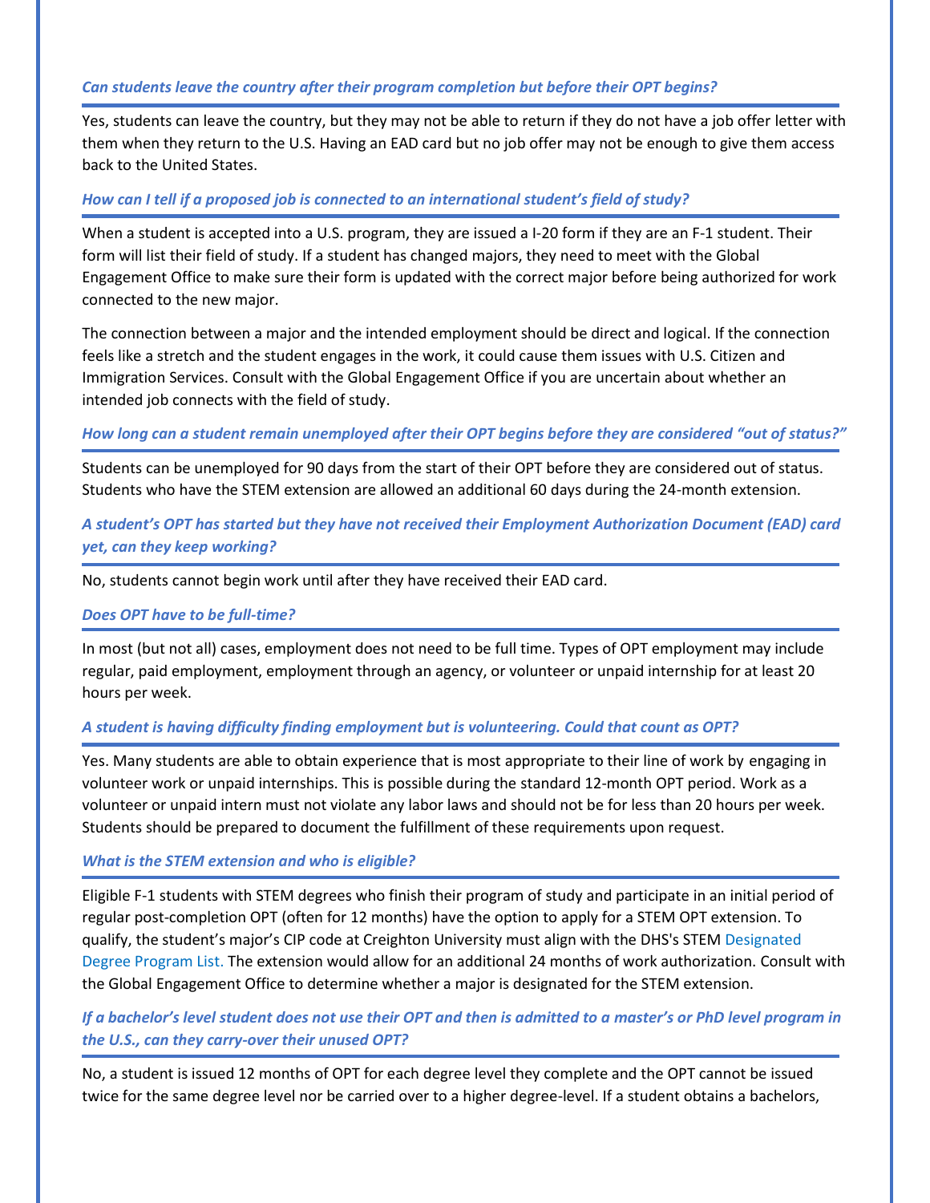### *Can students leave the country after their program completion but before their OPT begins?*

Yes, students can leave the country, but they may not be able to return if they do not have a job offer letter with them when they return to the U.S. Having an EAD card but no job offer may not be enough to give them access back to the United States.

### *How can I tell if a proposed job is connected to an international student's field of study?*

When a student is accepted into a U.S. program, they are issued a I-20 form if they are an F-1 student. Their form will list their field of study. If a student has changed majors, they need to meet with the Global Engagement Office to make sure their form is updated with the correct major before being authorized for work connected to the new major.

The connection between a major and the intended employment should be direct and logical. If the connection feels like a stretch and the student engages in the work, it could cause them issues with U.S. Citizen and Immigration Services. Consult with the Global Engagement Office if you are uncertain about whether an intended job connects with the field of study.

### *How long can a student remain unemployed after their OPT begins before they are considered "out of status?"*

Students can be unemployed for 90 days from the start of their OPT before they are considered out of status. Students who have the STEM extension are allowed an additional 60 days during the 24-month extension.

### *A student's OPT has started but they have not received their Employment Authorization Document (EAD) card yet, can they keep working?*

No, students cannot begin work until after they have received their EAD card.

### *Does OPT have to be full-time?*

In most (but not all) cases, employment does not need to be full time. Types of OPT employment may include regular, paid employment, employment through an agency, or volunteer or unpaid internship for at least 20 hours per week.

### *A student is having difficulty finding employment but is volunteering. Could that count as OPT?*

Yes. Many students are able to obtain experience that is most appropriate to their line of work by engaging in volunteer work or unpaid internships. This is possible during the standard 12-month OPT period. Work as a volunteer or unpaid intern must not violate any labor laws and should not be for less than 20 hours per week. Students should be prepared to document the fulfillment of these requirements upon request.

### *What is the STEM extension and who is eligible?*

Eligible F-1 students with STEM degrees who finish their program of study and participate in an initial period of regular post-completion OPT (often for 12 months) have the option to apply for a STEM OPT extension. To qualify, the student's major's CIP code at Creighton University must align with the DHS's STEM Designated Degree Program List. The extension would allow for an additional 24 months of work authorization. Consult with the Global Engagement Office to determine whether a major is designated for the STEM extension.

### *If a bachelor's level student does not use their OPT and then is admitted to a master's or PhD level program in the U.S., can they carry-over their unused OPT?*

No, a student is issued 12 months of OPT for each degree level they complete and the OPT cannot be issued twice for the same degree level nor be carried over to a higher degree-level. If a student obtains a bachelors,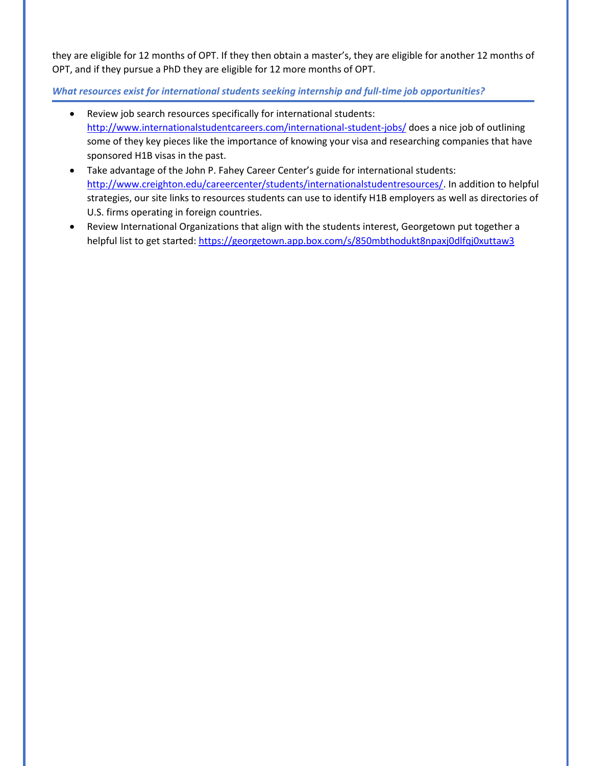they are eligible for 12 months of OPT. If they then obtain a master's, they are eligible for another 12 months of OPT, and if they pursue a PhD they are eligible for 12 more months of OPT.

### *What resources exist for international students seeking internship and full-time job opportunities?*

- Review job search resources specifically for international students: http://www.internationalstudentcareers.com/international-student-jobs/ does a nice job of outlining some of they key pieces like the importance of knowing your visa and researching companies that have sponsored H1B visas in the past.
- Take advantage of the John P. Fahey Career Center's guide for international students: http://www.creighton.edu/careercenter/students/internationalstudentresources/. In addition to helpful strategies, our site links to resources students can use to identify H1B employers as well as directories of U.S. firms operating in foreign countries.
- Review International Organizations that align with the students interest, Georgetown put together a helpful list to get started: https://georgetown.app.box.com/s/850mbthodukt8npaxj0dlfqj0xuttaw3